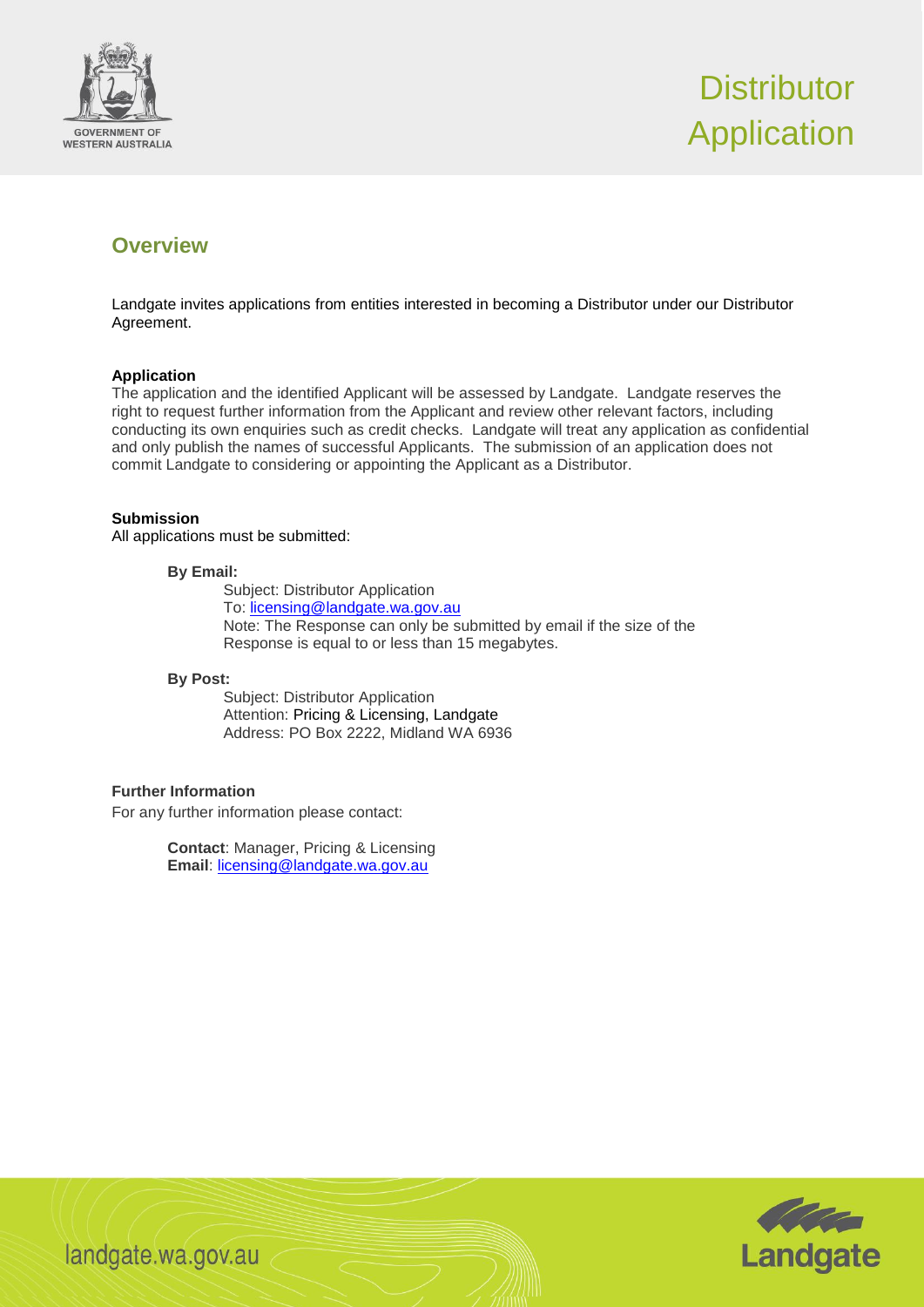# Distributor Application

## Overview

Landgate invites applications from entities interested in becoming a Distributor under our Distributor Agreement.

**Application**

The application and the identified Applicant will be assessed by Landgate. Landgate reserves the right to request further information from the Applicant and review other relevant factors, including conducting its own enquiries such as credit checks. Landgate will treat any application as confidential and only publish the names of successful Applicants. The submission of an application does not commit Landgate to considering or appointing the Applicant as a Distributor.

**Submission**

All applications must be submitted:

**By Email:**

Subject: Distributor Application
To: licensing@landgate.wa.gov.au
Note: The Response can only be submitted by email if the size of the Response is equal to or less than 15 megabytes.

**By Post:**

Subject: Distributor Application
Attention: Pricing & Licensing, Landgate
Address: PO Box 2222, Midland WA 6936

**Further Information**

For any further information please contact:

**Contact**: Manager, Pricing & Licensing
**Email**: licensing@landgate.wa.gov.au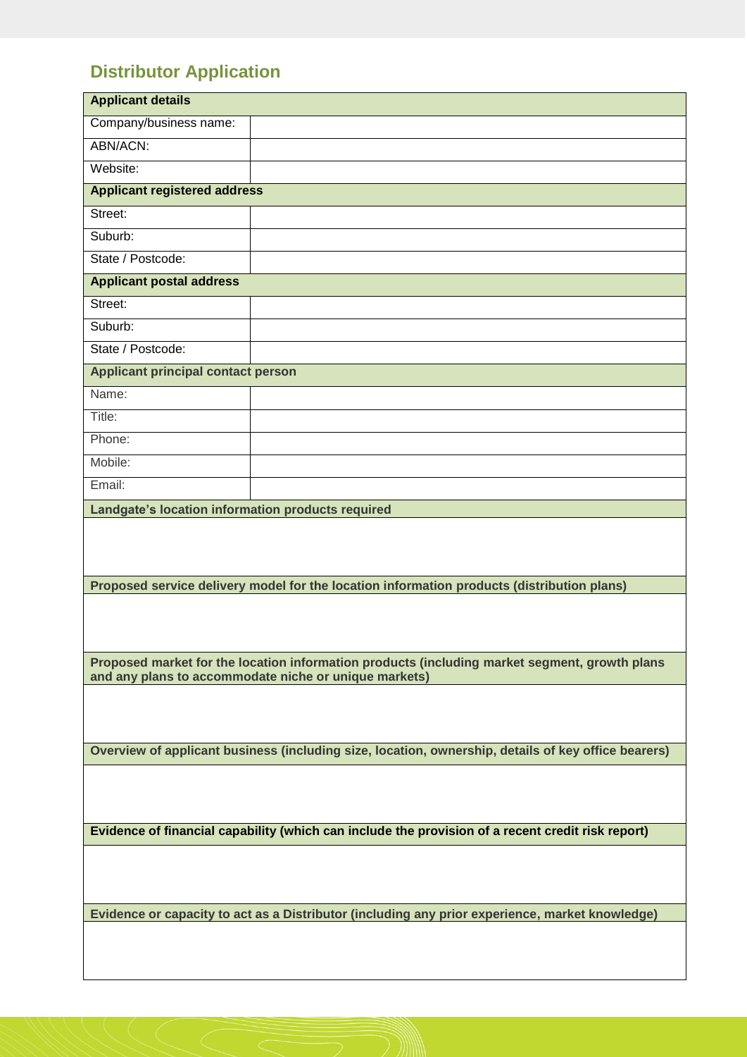## Distributor Application

| **Applicant details** | |
|---|---|
| Company/business name: | |
| ABN/ACN: | |
| Website: | |
| **Applicant registered address** | |
| Street: | |
| Suburb: | |
| State / Postcode: | |
| **Applicant postal address** | |
| Street: | |
| Suburb: | |
| State / Postcode: | |
| **Applicant principal contact person** | |
| Name: | |
| Title: | |
| Phone: | |
| Mobile: | |
| Email: | |

| **Landgate's location information products required** |
|---|
| |

| **Proposed service delivery model for the location information products (distribution plans)** |
|---|
| |

| **Proposed market for the location information products (including market segment, growth plans and any plans to accommodate niche or unique markets)** |
|---|
| |

| **Overview of applicant business (including size, location, ownership, details of key office bearers)** |
|---|
| |

| **Evidence of financial capability (which can include the provision of a recent credit risk report)** |
|---|
| |

| **Evidence or capacity to act as a Distributor (including any prior experience, market knowledge)** |
|---|
| |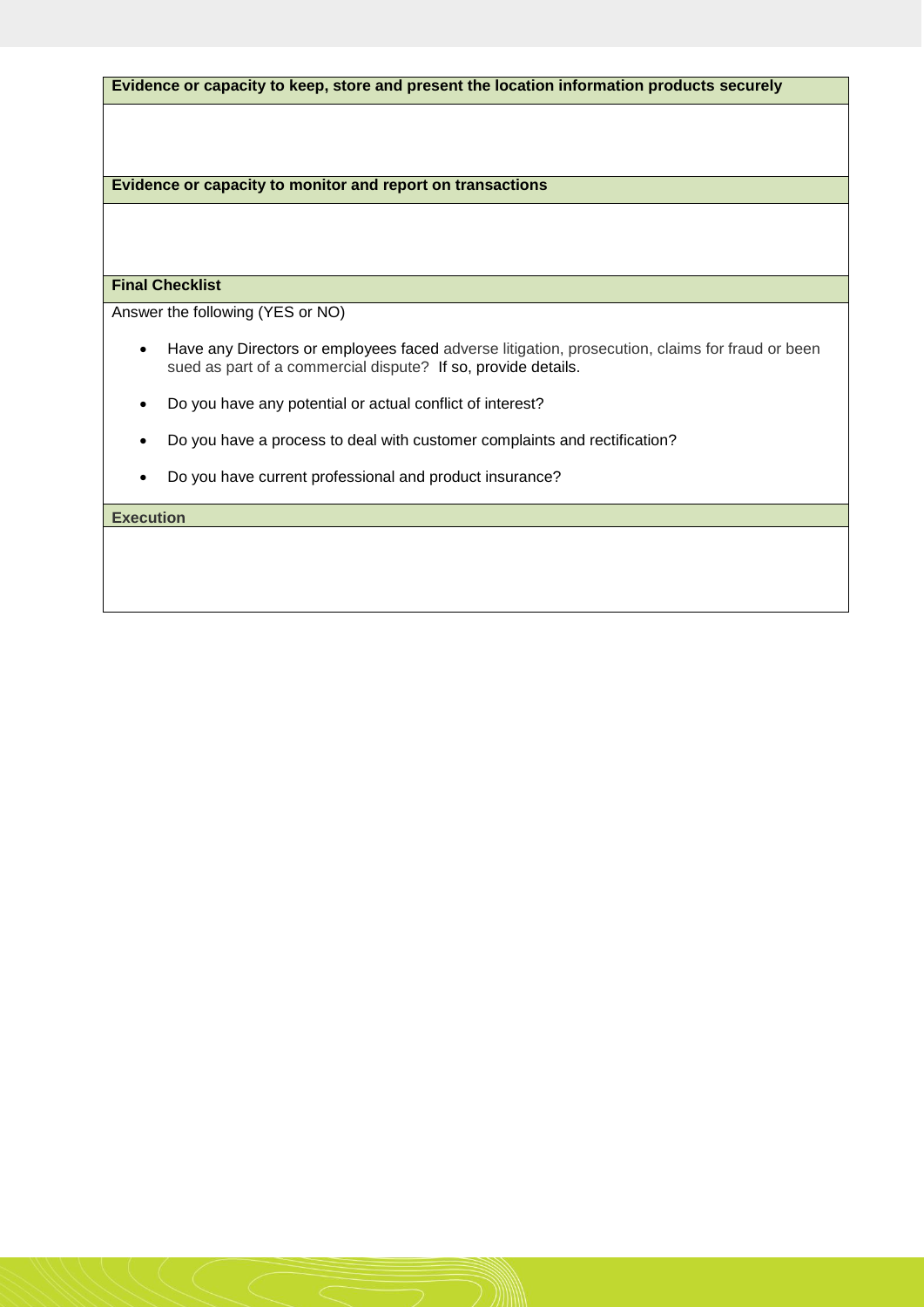| Evidence or capacity to keep, store and present the location information products securely |
| --- |
| |
| **Evidence or capacity to monitor and report on transactions** |
| |
| **Final Checklist** |
| Answer the following (YES or NO)<br><br>• Have any Directors or employees faced adverse litigation, prosecution, claims for fraud or been sued as part of a commercial dispute? If so, provide details.<br>• Do you have any potential or actual conflict of interest?<br>• Do you have a process to deal with customer complaints and rectification?<br>• Do you have current professional and product insurance? |
| **Execution** |
| |